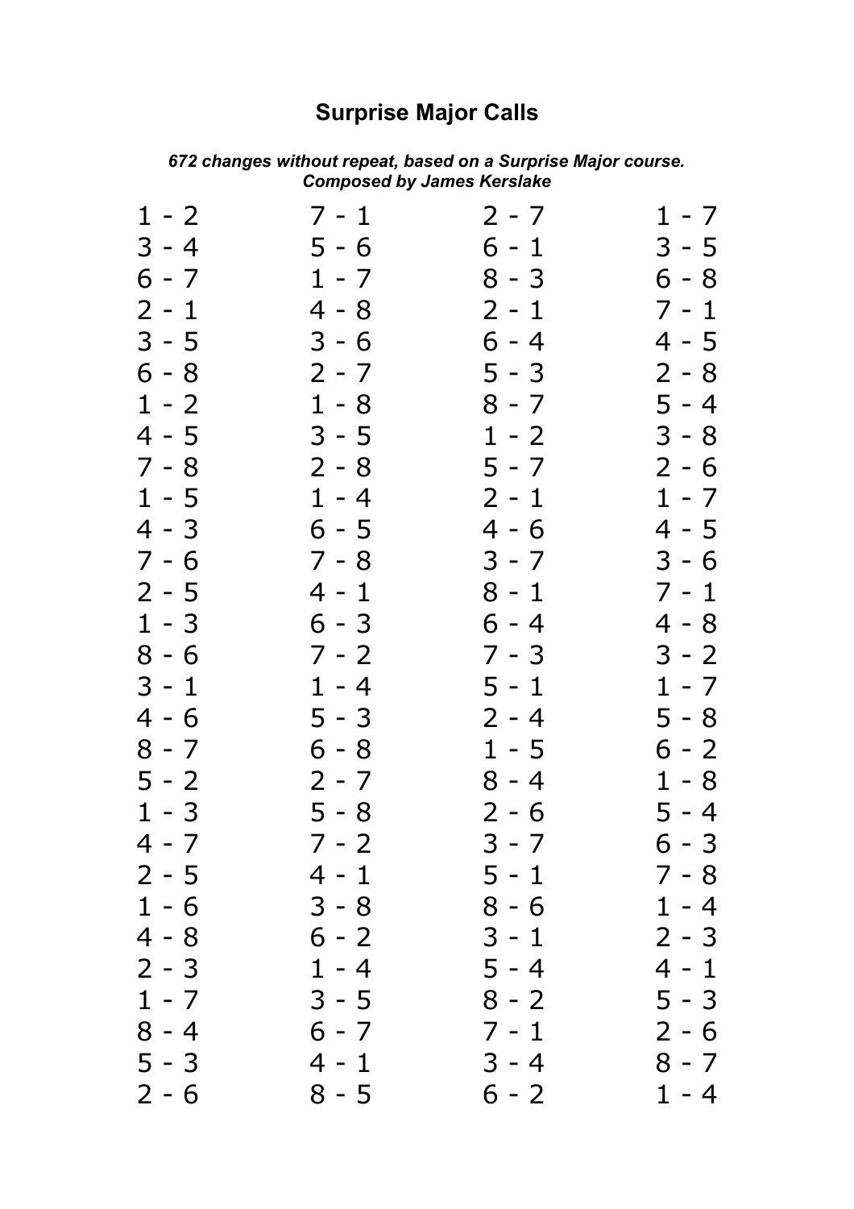# Surprise Major Calls

***672 changes without repeat, based on a Surprise Major course.***
***Composed by James Kerslake***

1 - 2
3 - 4
6 - 7
2 - 1
3 - 5
6 - 8
1 - 2
4 - 5
7 - 8
1 - 5
4 - 3
7 - 6
2 - 5
1 - 3
8 - 6
3 - 1
4 - 6
8 - 7
5 - 2
1 - 3
4 - 7
2 - 5
1 - 6
4 - 8
2 - 3
1 - 7
8 - 4
5 - 3
2 - 6

7 - 1
5 - 6
1 - 7
4 - 8
3 - 6
2 - 7
1 - 8
3 - 5
2 - 8
1 - 4
6 - 5
7 - 8
4 - 1
6 - 3
7 - 2
1 - 4
5 - 3
6 - 8
2 - 7
5 - 8
7 - 2
4 - 1
3 - 8
6 - 2
1 - 4
3 - 5
6 - 7
4 - 1
8 - 5

2 - 7
6 - 1
8 - 3
2 - 1
6 - 4
5 - 3
8 - 7
1 - 2
5 - 7
2 - 1
4 - 6
3 - 7
8 - 1
6 - 4
7 - 3
5 - 1
2 - 4
1 - 5
8 - 4
2 - 6
3 - 7
5 - 1
8 - 6
3 - 1
5 - 4
8 - 2
7 - 1
3 - 4
6 - 2

1 - 7
3 - 5
6 - 8
7 - 1
4 - 5
2 - 8
5 - 4
3 - 8
2 - 6
1 - 7
4 - 5
3 - 6
7 - 1
4 - 8
3 - 2
1 - 7
5 - 8
6 - 2
1 - 8
5 - 4
6 - 3
7 - 8
1 - 4
2 - 3
4 - 1
5 - 3
2 - 6
8 - 7
1 - 4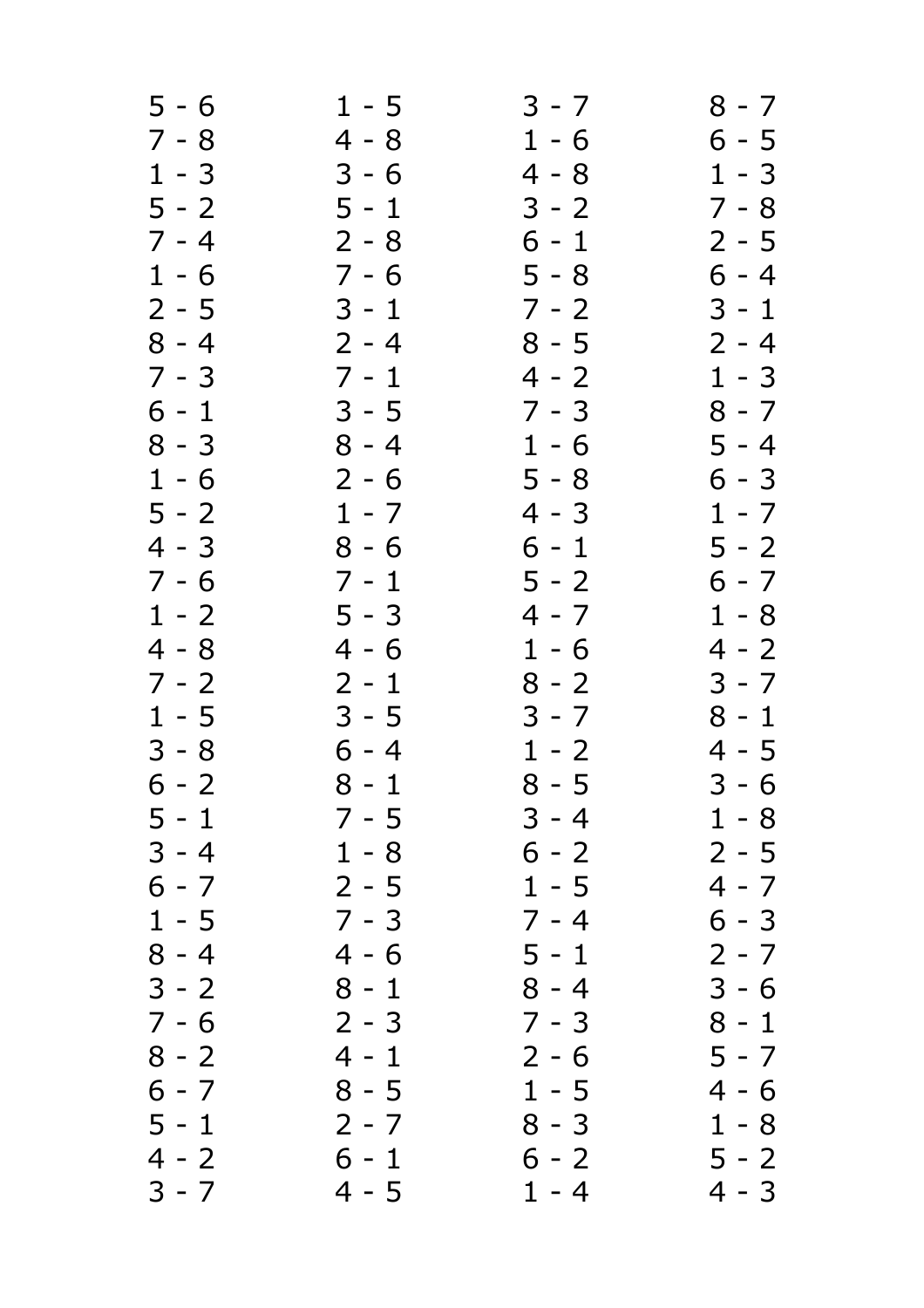| | | | |
|---|---|---|---|
| 5 - 6 | 1 - 5 | 3 - 7 | 8 - 7 |
| 7 - 8 | 4 - 8 | 1 - 6 | 6 - 5 |
| 1 - 3 | 3 - 6 | 4 - 8 | 1 - 3 |
| 5 - 2 | 5 - 1 | 3 - 2 | 7 - 8 |
| 7 - 4 | 2 - 8 | 6 - 1 | 2 - 5 |
| 1 - 6 | 7 - 6 | 5 - 8 | 6 - 4 |
| 2 - 5 | 3 - 1 | 7 - 2 | 3 - 1 |
| 8 - 4 | 2 - 4 | 8 - 5 | 2 - 4 |
| 7 - 3 | 7 - 1 | 4 - 2 | 1 - 3 |
| 6 - 1 | 3 - 5 | 7 - 3 | 8 - 7 |
| 8 - 3 | 8 - 4 | 1 - 6 | 5 - 4 |
| 1 - 6 | 2 - 6 | 5 - 8 | 6 - 3 |
| 5 - 2 | 1 - 7 | 4 - 3 | 1 - 7 |
| 4 - 3 | 8 - 6 | 6 - 1 | 5 - 2 |
| 7 - 6 | 7 - 1 | 5 - 2 | 6 - 7 |
| 1 - 2 | 5 - 3 | 4 - 7 | 1 - 8 |
| 4 - 8 | 4 - 6 | 1 - 6 | 4 - 2 |
| 7 - 2 | 2 - 1 | 8 - 2 | 3 - 7 |
| 1 - 5 | 3 - 5 | 3 - 7 | 8 - 1 |
| 3 - 8 | 6 - 4 | 1 - 2 | 4 - 5 |
| 6 - 2 | 8 - 1 | 8 - 5 | 3 - 6 |
| 5 - 1 | 7 - 5 | 3 - 4 | 1 - 8 |
| 3 - 4 | 1 - 8 | 6 - 2 | 2 - 5 |
| 6 - 7 | 2 - 5 | 1 - 5 | 4 - 7 |
| 1 - 5 | 7 - 3 | 7 - 4 | 6 - 3 |
| 8 - 4 | 4 - 6 | 5 - 1 | 2 - 7 |
| 3 - 2 | 8 - 1 | 8 - 4 | 3 - 6 |
| 7 - 6 | 2 - 3 | 7 - 3 | 8 - 1 |
| 8 - 2 | 4 - 1 | 2 - 6 | 5 - 7 |
| 6 - 7 | 8 - 5 | 1 - 5 | 4 - 6 |
| 5 - 1 | 2 - 7 | 8 - 3 | 1 - 8 |
| 4 - 2 | 6 - 1 | 6 - 2 | 5 - 2 |
| 3 - 7 | 4 - 5 | 1 - 4 | 4 - 3 |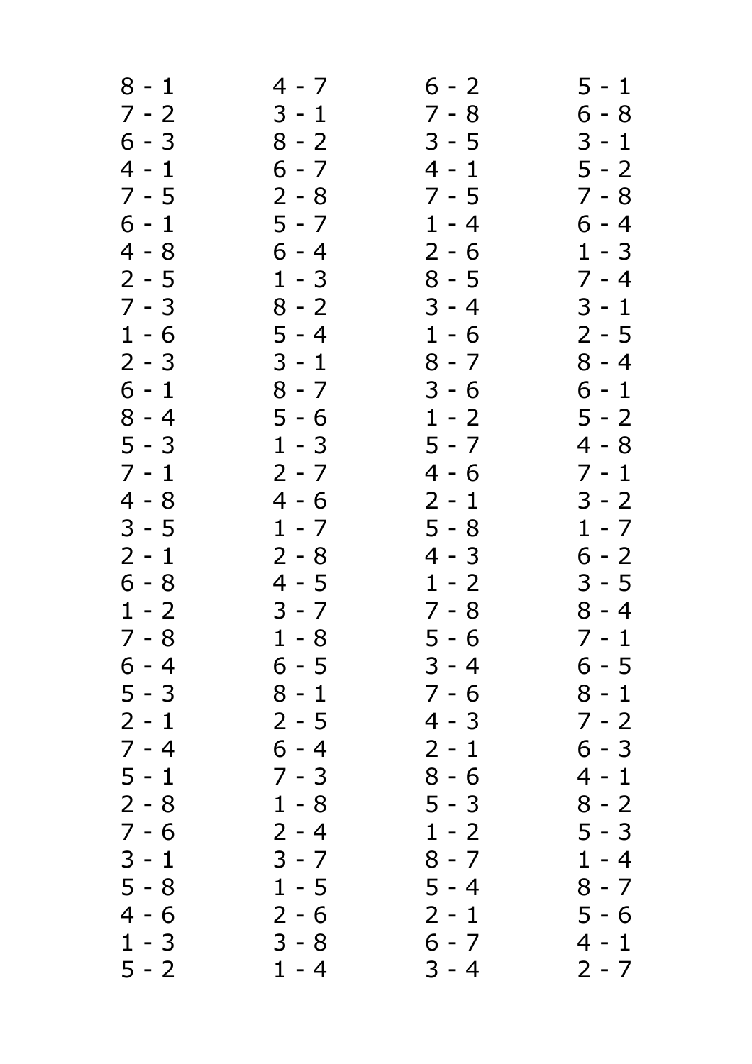| | | | |
|---|---|---|---|
| 8 - 1 | 4 - 7 | 6 - 2 | 5 - 1 |
| 7 - 2 | 3 - 1 | 7 - 8 | 6 - 8 |
| 6 - 3 | 8 - 2 | 3 - 5 | 3 - 1 |
| 4 - 1 | 6 - 7 | 4 - 1 | 5 - 2 |
| 7 - 5 | 2 - 8 | 7 - 5 | 7 - 8 |
| 6 - 1 | 5 - 7 | 1 - 4 | 6 - 4 |
| 4 - 8 | 6 - 4 | 2 - 6 | 1 - 3 |
| 2 - 5 | 1 - 3 | 8 - 5 | 7 - 4 |
| 7 - 3 | 8 - 2 | 3 - 4 | 3 - 1 |
| 1 - 6 | 5 - 4 | 1 - 6 | 2 - 5 |
| 2 - 3 | 3 - 1 | 8 - 7 | 8 - 4 |
| 6 - 1 | 8 - 7 | 3 - 6 | 6 - 1 |
| 8 - 4 | 5 - 6 | 1 - 2 | 5 - 2 |
| 5 - 3 | 1 - 3 | 5 - 7 | 4 - 8 |
| 7 - 1 | 2 - 7 | 4 - 6 | 7 - 1 |
| 4 - 8 | 4 - 6 | 2 - 1 | 3 - 2 |
| 3 - 5 | 1 - 7 | 5 - 8 | 1 - 7 |
| 2 - 1 | 2 - 8 | 4 - 3 | 6 - 2 |
| 6 - 8 | 4 - 5 | 1 - 2 | 3 - 5 |
| 1 - 2 | 3 - 7 | 7 - 8 | 8 - 4 |
| 7 - 8 | 1 - 8 | 5 - 6 | 7 - 1 |
| 6 - 4 | 6 - 5 | 3 - 4 | 6 - 5 |
| 5 - 3 | 8 - 1 | 7 - 6 | 8 - 1 |
| 2 - 1 | 2 - 5 | 4 - 3 | 7 - 2 |
| 7 - 4 | 6 - 4 | 2 - 1 | 6 - 3 |
| 5 - 1 | 7 - 3 | 8 - 6 | 4 - 1 |
| 2 - 8 | 1 - 8 | 5 - 3 | 8 - 2 |
| 7 - 6 | 2 - 4 | 1 - 2 | 5 - 3 |
| 3 - 1 | 3 - 7 | 8 - 7 | 1 - 4 |
| 5 - 8 | 1 - 5 | 5 - 4 | 8 - 7 |
| 4 - 6 | 2 - 6 | 2 - 1 | 5 - 6 |
| 1 - 3 | 3 - 8 | 6 - 7 | 4 - 1 |
| 5 - 2 | 1 - 4 | 3 - 4 | 2 - 7 |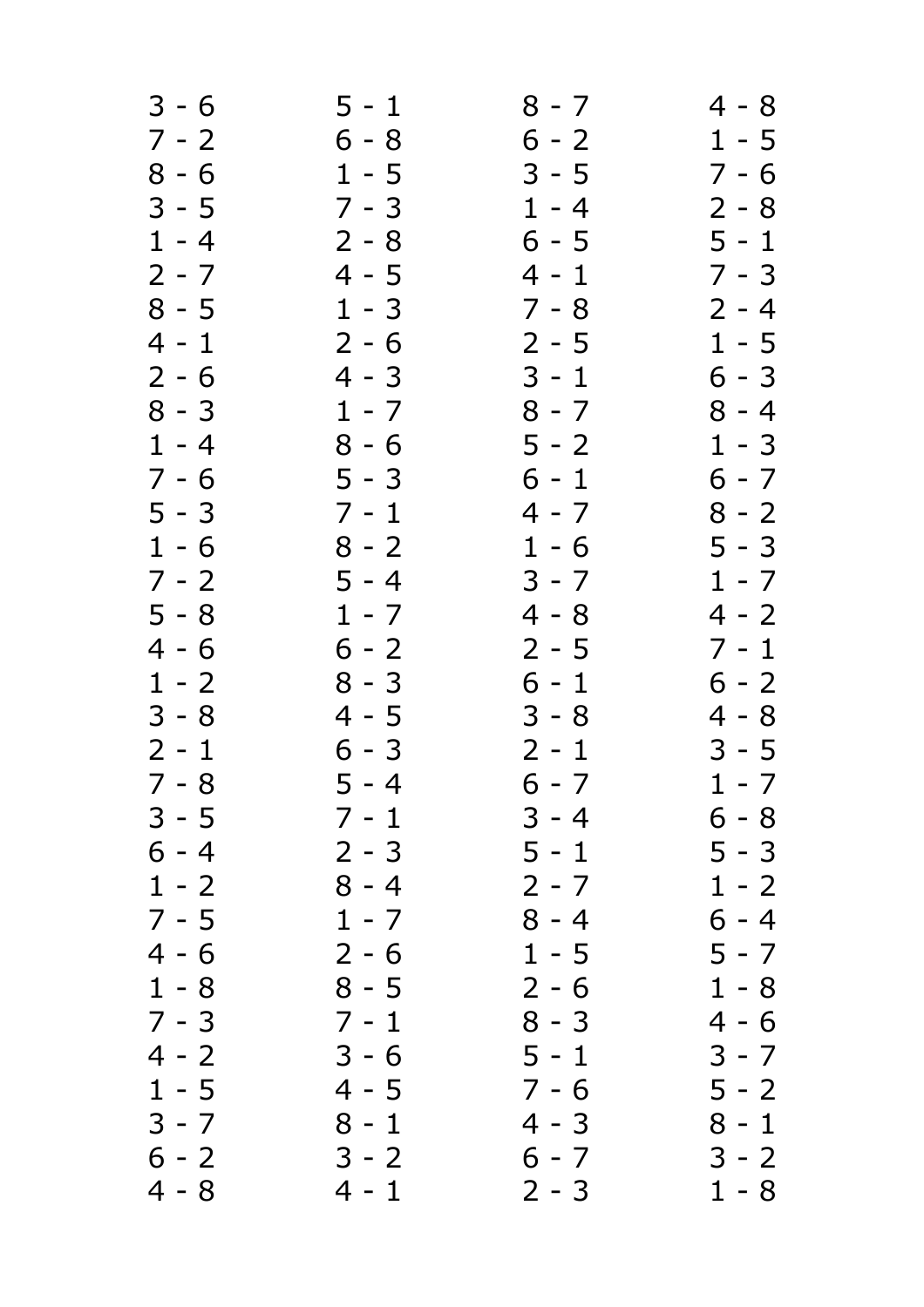| | | | |
|---|---|---|---|
| 3 - 6 | 5 - 1 | 8 - 7 | 4 - 8 |
| 7 - 2 | 6 - 8 | 6 - 2 | 1 - 5 |
| 8 - 6 | 1 - 5 | 3 - 5 | 7 - 6 |
| 3 - 5 | 7 - 3 | 1 - 4 | 2 - 8 |
| 1 - 4 | 2 - 8 | 6 - 5 | 5 - 1 |
| 2 - 7 | 4 - 5 | 4 - 1 | 7 - 3 |
| 8 - 5 | 1 - 3 | 7 - 8 | 2 - 4 |
| 4 - 1 | 2 - 6 | 2 - 5 | 1 - 5 |
| 2 - 6 | 4 - 3 | 3 - 1 | 6 - 3 |
| 8 - 3 | 1 - 7 | 8 - 7 | 8 - 4 |
| 1 - 4 | 8 - 6 | 5 - 2 | 1 - 3 |
| 7 - 6 | 5 - 3 | 6 - 1 | 6 - 7 |
| 5 - 3 | 7 - 1 | 4 - 7 | 8 - 2 |
| 1 - 6 | 8 - 2 | 1 - 6 | 5 - 3 |
| 7 - 2 | 5 - 4 | 3 - 7 | 1 - 7 |
| 5 - 8 | 1 - 7 | 4 - 8 | 4 - 2 |
| 4 - 6 | 6 - 2 | 2 - 5 | 7 - 1 |
| 1 - 2 | 8 - 3 | 6 - 1 | 6 - 2 |
| 3 - 8 | 4 - 5 | 3 - 8 | 4 - 8 |
| 2 - 1 | 6 - 3 | 2 - 1 | 3 - 5 |
| 7 - 8 | 5 - 4 | 6 - 7 | 1 - 7 |
| 3 - 5 | 7 - 1 | 3 - 4 | 6 - 8 |
| 6 - 4 | 2 - 3 | 5 - 1 | 5 - 3 |
| 1 - 2 | 8 - 4 | 2 - 7 | 1 - 2 |
| 7 - 5 | 1 - 7 | 8 - 4 | 6 - 4 |
| 4 - 6 | 2 - 6 | 1 - 5 | 5 - 7 |
| 1 - 8 | 8 - 5 | 2 - 6 | 1 - 8 |
| 7 - 3 | 7 - 1 | 8 - 3 | 4 - 6 |
| 4 - 2 | 3 - 6 | 5 - 1 | 3 - 7 |
| 1 - 5 | 4 - 5 | 7 - 6 | 5 - 2 |
| 3 - 7 | 8 - 1 | 4 - 3 | 8 - 1 |
| 6 - 2 | 3 - 2 | 6 - 7 | 3 - 2 |
| 4 - 8 | 4 - 1 | 2 - 3 | 1 - 8 |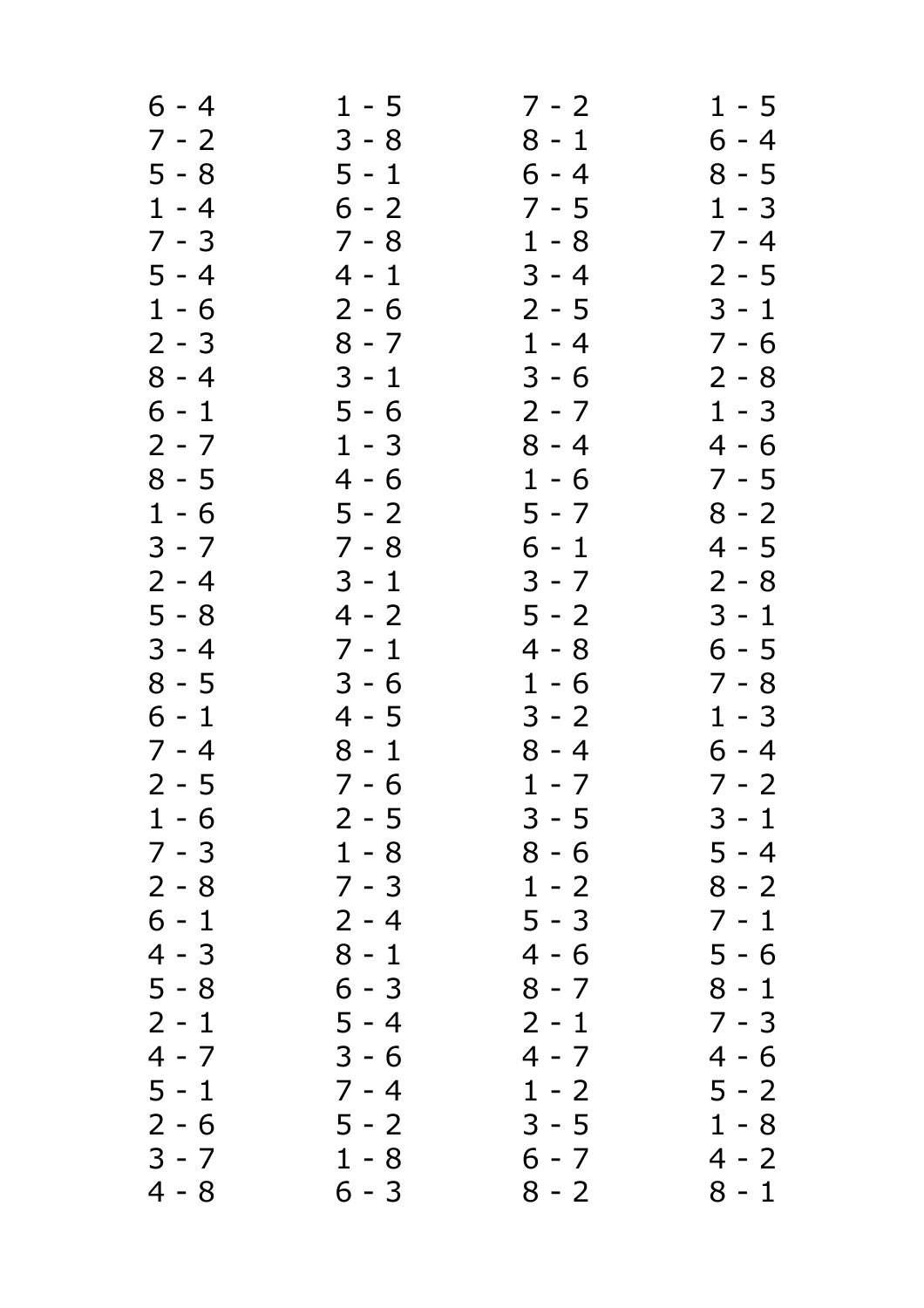| | | | |
|---|---|---|---|
| 6 - 4 | 1 - 5 | 7 - 2 | 1 - 5 |
| 7 - 2 | 3 - 8 | 8 - 1 | 6 - 4 |
| 5 - 8 | 5 - 1 | 6 - 4 | 8 - 5 |
| 1 - 4 | 6 - 2 | 7 - 5 | 1 - 3 |
| 7 - 3 | 7 - 8 | 1 - 8 | 7 - 4 |
| 5 - 4 | 4 - 1 | 3 - 4 | 2 - 5 |
| 1 - 6 | 2 - 6 | 2 - 5 | 3 - 1 |
| 2 - 3 | 8 - 7 | 1 - 4 | 7 - 6 |
| 8 - 4 | 3 - 1 | 3 - 6 | 2 - 8 |
| 6 - 1 | 5 - 6 | 2 - 7 | 1 - 3 |
| 2 - 7 | 1 - 3 | 8 - 4 | 4 - 6 |
| 8 - 5 | 4 - 6 | 1 - 6 | 7 - 5 |
| 1 - 6 | 5 - 2 | 5 - 7 | 8 - 2 |
| 3 - 7 | 7 - 8 | 6 - 1 | 4 - 5 |
| 2 - 4 | 3 - 1 | 3 - 7 | 2 - 8 |
| 5 - 8 | 4 - 2 | 5 - 2 | 3 - 1 |
| 3 - 4 | 7 - 1 | 4 - 8 | 6 - 5 |
| 8 - 5 | 3 - 6 | 1 - 6 | 7 - 8 |
| 6 - 1 | 4 - 5 | 3 - 2 | 1 - 3 |
| 7 - 4 | 8 - 1 | 8 - 4 | 6 - 4 |
| 2 - 5 | 7 - 6 | 1 - 7 | 7 - 2 |
| 1 - 6 | 2 - 5 | 3 - 5 | 3 - 1 |
| 7 - 3 | 1 - 8 | 8 - 6 | 5 - 4 |
| 2 - 8 | 7 - 3 | 1 - 2 | 8 - 2 |
| 6 - 1 | 2 - 4 | 5 - 3 | 7 - 1 |
| 4 - 3 | 8 - 1 | 4 - 6 | 5 - 6 |
| 5 - 8 | 6 - 3 | 8 - 7 | 8 - 1 |
| 2 - 1 | 5 - 4 | 2 - 1 | 7 - 3 |
| 4 - 7 | 3 - 6 | 4 - 7 | 4 - 6 |
| 5 - 1 | 7 - 4 | 1 - 2 | 5 - 2 |
| 2 - 6 | 5 - 2 | 3 - 5 | 1 - 8 |
| 3 - 7 | 1 - 8 | 6 - 7 | 4 - 2 |
| 4 - 8 | 6 - 3 | 8 - 2 | 8 - 1 |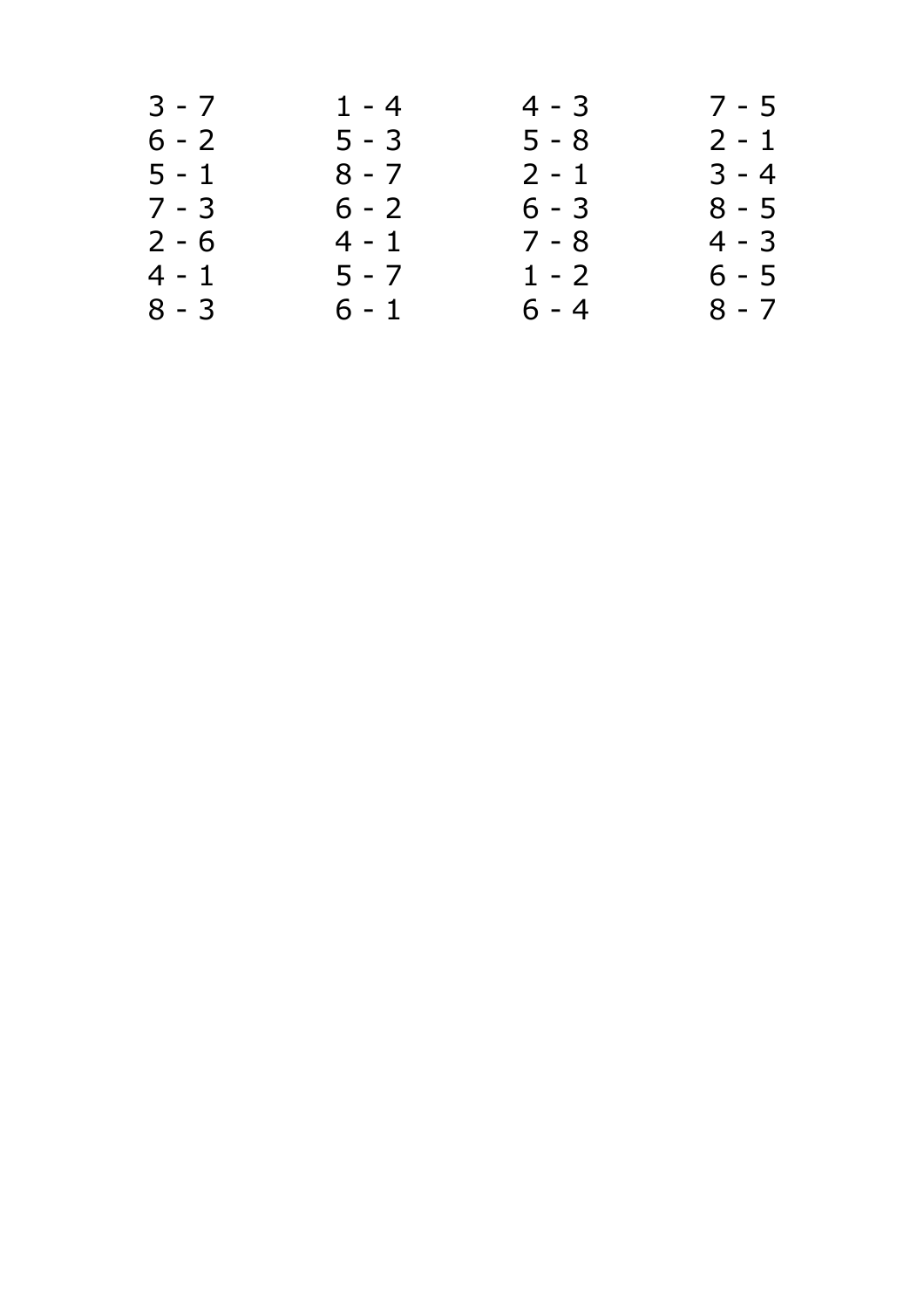| | | | |
|---|---|---|---|
| 3 - 7 | 1 - 4 | 4 - 3 | 7 - 5 |
| 6 - 2 | 5 - 3 | 5 - 8 | 2 - 1 |
| 5 - 1 | 8 - 7 | 2 - 1 | 3 - 4 |
| 7 - 3 | 6 - 2 | 6 - 3 | 8 - 5 |
| 2 - 6 | 4 - 1 | 7 - 8 | 4 - 3 |
| 4 - 1 | 5 - 7 | 1 - 2 | 6 - 5 |
| 8 - 3 | 6 - 1 | 6 - 4 | 8 - 7 |